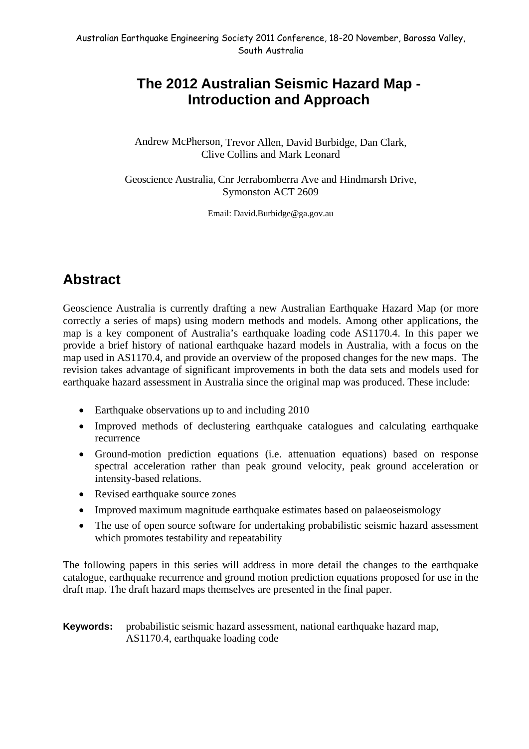# The 2012 Australian Seismic Hazard Map - Introduction and Approach

Andrew McPherson, Trevor Allen, David Burbidge, Dan Clark, Clive Collins and Mark Leonard

Geoscience Australia, Cnr Jerrabomberra Ave and Hindmarsh Drive, Symonston ACT 2609

Email: David.Burbidge@ga.gov.au

## Abstract

Geoscience Australia is currently drafting a new Australian Earthquake Hazard Map (or more correctly a series of maps) using modern methods and models. Among other applications, the map is a key component of Australia's earthquake loading code AS1170.4. In this paper we provide a brief history of national earthquake hazard models in Australia, with a focus on the map used in AS1170.4, and provide an overview of the proposed changes for the new maps. The revision takes advantage of significant improvements in both the data sets and models used for earthquake hazard assessment in Australia since the original map was produced. These include:

- Earthquake observations up to and including 2010
- Improved methods of declustering earthquake catalogues and calculating earthquake recurrence
- Ground-motion prediction equations (i.e. attenuation equations) based on response spectral acceleration rather than peak ground velocity, peak ground acceleration or intensity-based relations.
- Revised earthquake source zones
- Improved maximum magnitude earthquake estimates based on palaeoseismology
- The use of open source software for undertaking probabilistic seismic hazard assessment which promotes testability and repeatability

The following papers in this series will address in more detail the changes to the earthquake catalogue, earthquake recurrence and ground motion prediction equations proposed for use in the draft map. The draft hazard maps themselves are presented in the final paper.

**Keywords:** probabilistic seismic hazard assessment, national earthquake hazard map, AS1170.4, earthquake loading code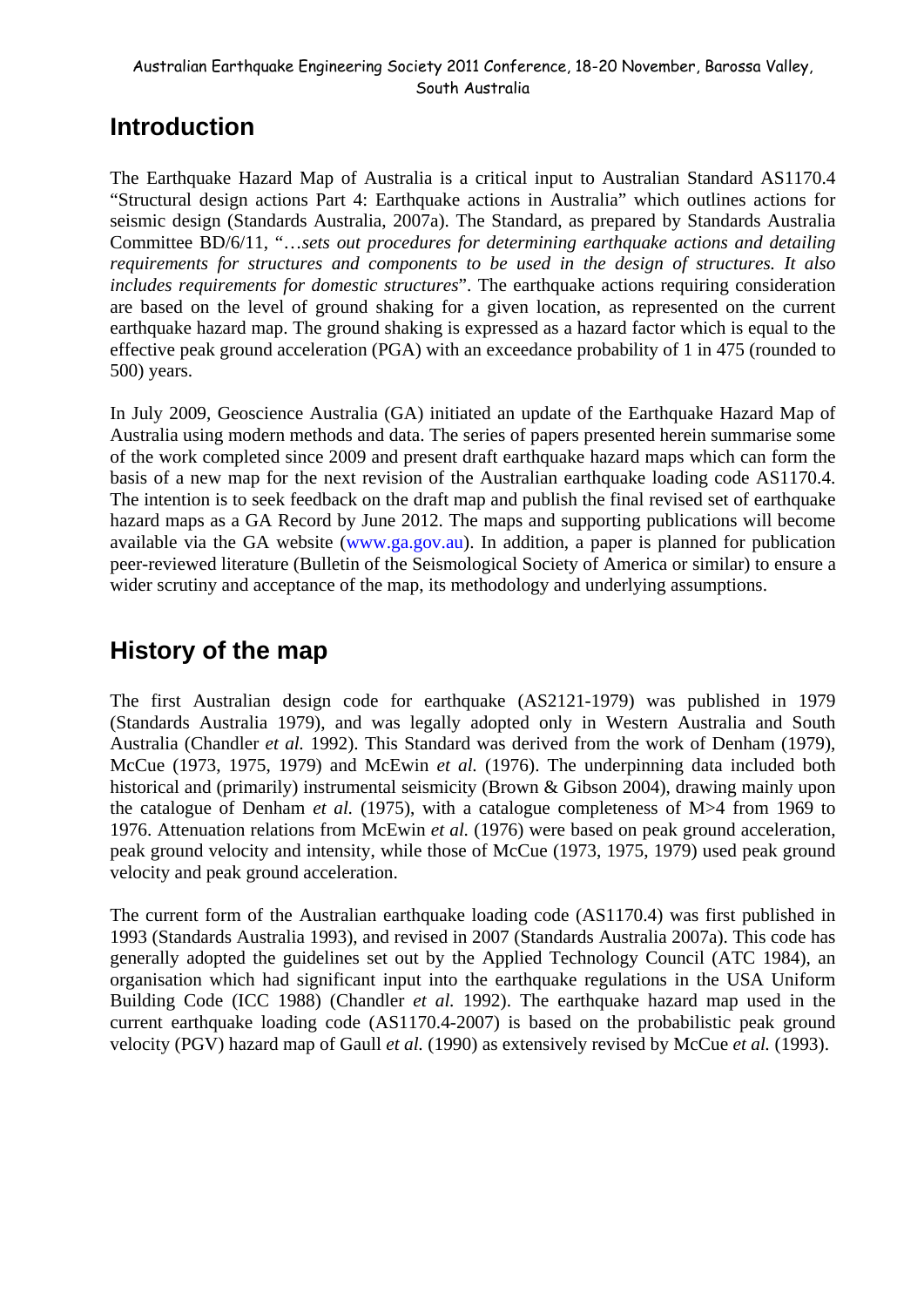## Introduction

The Earthquake Hazard Map of Australia is a critical input to Australian Standard AS1170.4 "Structural design actions Part 4: Earthquake actions in Australia" which outlines actions for seismic design (Standards Australia, 2007a). The Standard, as prepared by Standards Australia Committee BD/6/11, "…*sets out procedures for determining earthquake actions and detailing requirements for structures and components to be used in the design of structures. It also includes requirements for domestic structures*". The earthquake actions requiring consideration are based on the level of ground shaking for a given location, as represented on the current earthquake hazard map. The ground shaking is expressed as a hazard factor which is equal to the effective peak ground acceleration (PGA) with an exceedance probability of 1 in 475 (rounded to 500) years.

In July 2009, Geoscience Australia (GA) initiated an update of the Earthquake Hazard Map of Australia using modern methods and data. The series of papers presented herein summarise some of the work completed since 2009 and present draft earthquake hazard maps which can form the basis of a new map for the next revision of the Australian earthquake loading code AS1170.4. The intention is to seek feedback on the draft map and publish the final revised set of earthquake hazard maps as a GA Record by June 2012. The maps and supporting publications will become available via the GA website (www.ga.gov.au). In addition, a paper is planned for publication peer-reviewed literature (Bulletin of the Seismological Society of America or similar) to ensure a wider scrutiny and acceptance of the map, its methodology and underlying assumptions.

## History of the map

The first Australian design code for earthquake (AS2121-1979) was published in 1979 (Standards Australia 1979), and was legally adopted only in Western Australia and South Australia (Chandler *et al.* 1992). This Standard was derived from the work of Denham (1979), McCue (1973, 1975, 1979) and McEwin *et al.* (1976). The underpinning data included both historical and (primarily) instrumental seismicity (Brown & Gibson 2004), drawing mainly upon the catalogue of Denham *et al.* (1975), with a catalogue completeness of M>4 from 1969 to 1976. Attenuation relations from McEwin *et al.* (1976) were based on peak ground acceleration, peak ground velocity and intensity, while those of McCue (1973, 1975, 1979) used peak ground velocity and peak ground acceleration.

The current form of the Australian earthquake loading code (AS1170.4) was first published in 1993 (Standards Australia 1993), and revised in 2007 (Standards Australia 2007a). This code has generally adopted the guidelines set out by the Applied Technology Council (ATC 1984), an organisation which had significant input into the earthquake regulations in the USA Uniform Building Code (ICC 1988) (Chandler *et al.* 1992). The earthquake hazard map used in the current earthquake loading code (AS1170.4-2007) is based on the probabilistic peak ground velocity (PGV) hazard map of Gaull *et al.* (1990) as extensively revised by McCue *et al.* (1993).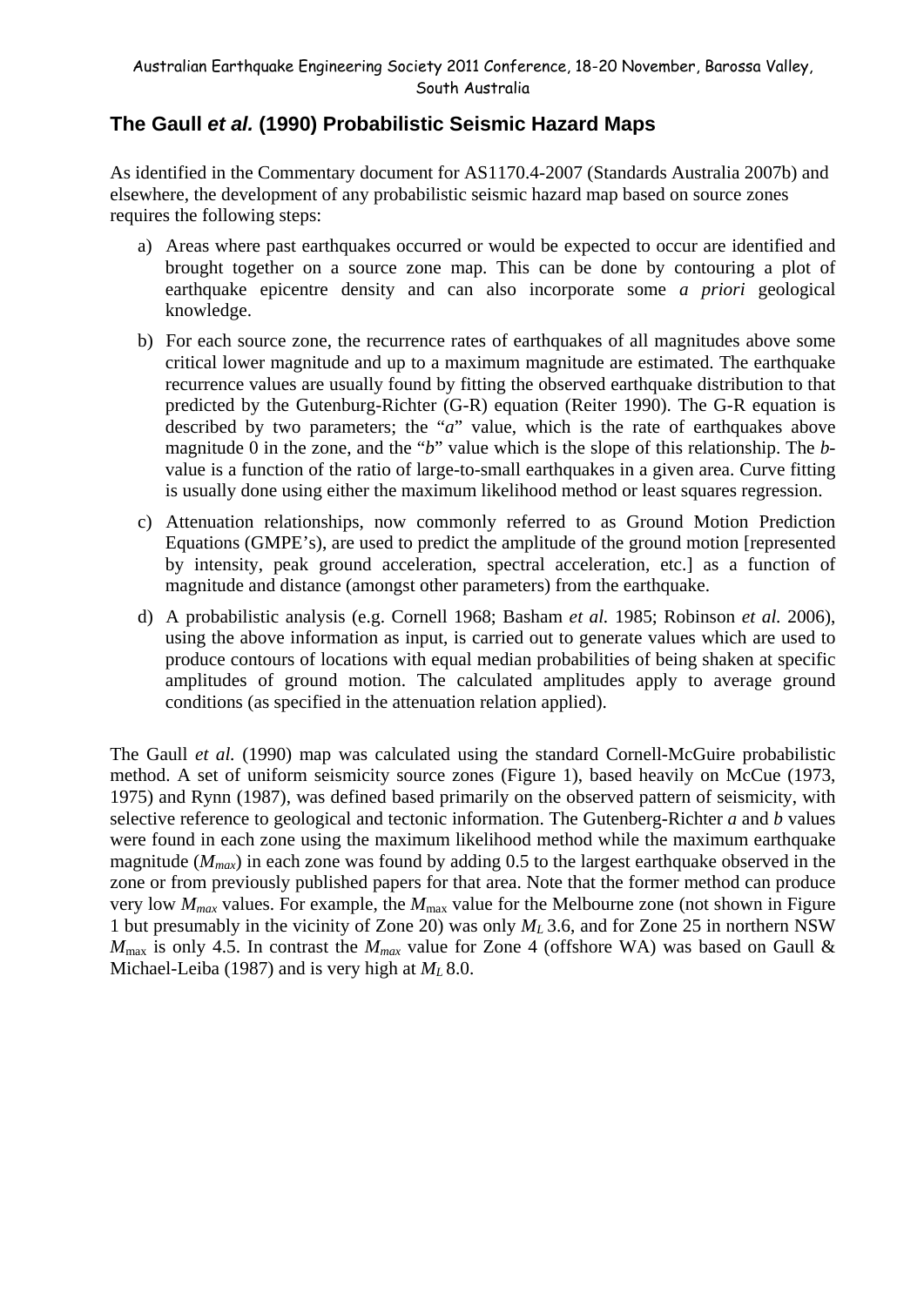## The Gaull *et al.* (1990) Probabilistic Seismic Hazard Maps

As identified in the Commentary document for AS1170.4-2007 (Standards Australia 2007b) and elsewhere, the development of any probabilistic seismic hazard map based on source zones requires the following steps:

a) Areas where past earthquakes occurred or would be expected to occur are identified and brought together on a source zone map. This can be done by contouring a plot of earthquake epicentre density and can also incorporate some *a priori* geological knowledge.

b) For each source zone, the recurrence rates of earthquakes of all magnitudes above some critical lower magnitude and up to a maximum magnitude are estimated. The earthquake recurrence values are usually found by fitting the observed earthquake distribution to that predicted by the Gutenburg-Richter (G-R) equation (Reiter 1990). The G-R equation is described by two parameters; the "*a*" value, which is the rate of earthquakes above magnitude 0 in the zone, and the "*b*" value which is the slope of this relationship. The *b*-value is a function of the ratio of large-to-small earthquakes in a given area. Curve fitting is usually done using either the maximum likelihood method or least squares regression.

c) Attenuation relationships, now commonly referred to as Ground Motion Prediction Equations (GMPE's), are used to predict the amplitude of the ground motion [represented by intensity, peak ground acceleration, spectral acceleration, etc.] as a function of magnitude and distance (amongst other parameters) from the earthquake.

d) A probabilistic analysis (e.g. Cornell 1968; Basham *et al.* 1985; Robinson *et al.* 2006), using the above information as input, is carried out to generate values which are used to produce contours of locations with equal median probabilities of being shaken at specific amplitudes of ground motion. The calculated amplitudes apply to average ground conditions (as specified in the attenuation relation applied).

The Gaull *et al.* (1990) map was calculated using the standard Cornell-McGuire probabilistic method. A set of uniform seismicity source zones (Figure 1), based heavily on McCue (1973, 1975) and Rynn (1987), was defined based primarily on the observed pattern of seismicity, with selective reference to geological and tectonic information. The Gutenberg-Richter *a* and *b* values were found in each zone using the maximum likelihood method while the maximum earthquake magnitude ($M_{max}$) in each zone was found by adding 0.5 to the largest earthquake observed in the zone or from previously published papers for that area. Note that the former method can produce very low $M_{max}$ values. For example, the $M_{max}$ value for the Melbourne zone (not shown in Figure 1 but presumably in the vicinity of Zone 20) was only $M_L$ 3.6, and for Zone 25 in northern NSW $M_{max}$ is only 4.5. In contrast the $M_{max}$ value for Zone 4 (offshore WA) was based on Gaull & Michael-Leiba (1987) and is very high at $M_L$ 8.0.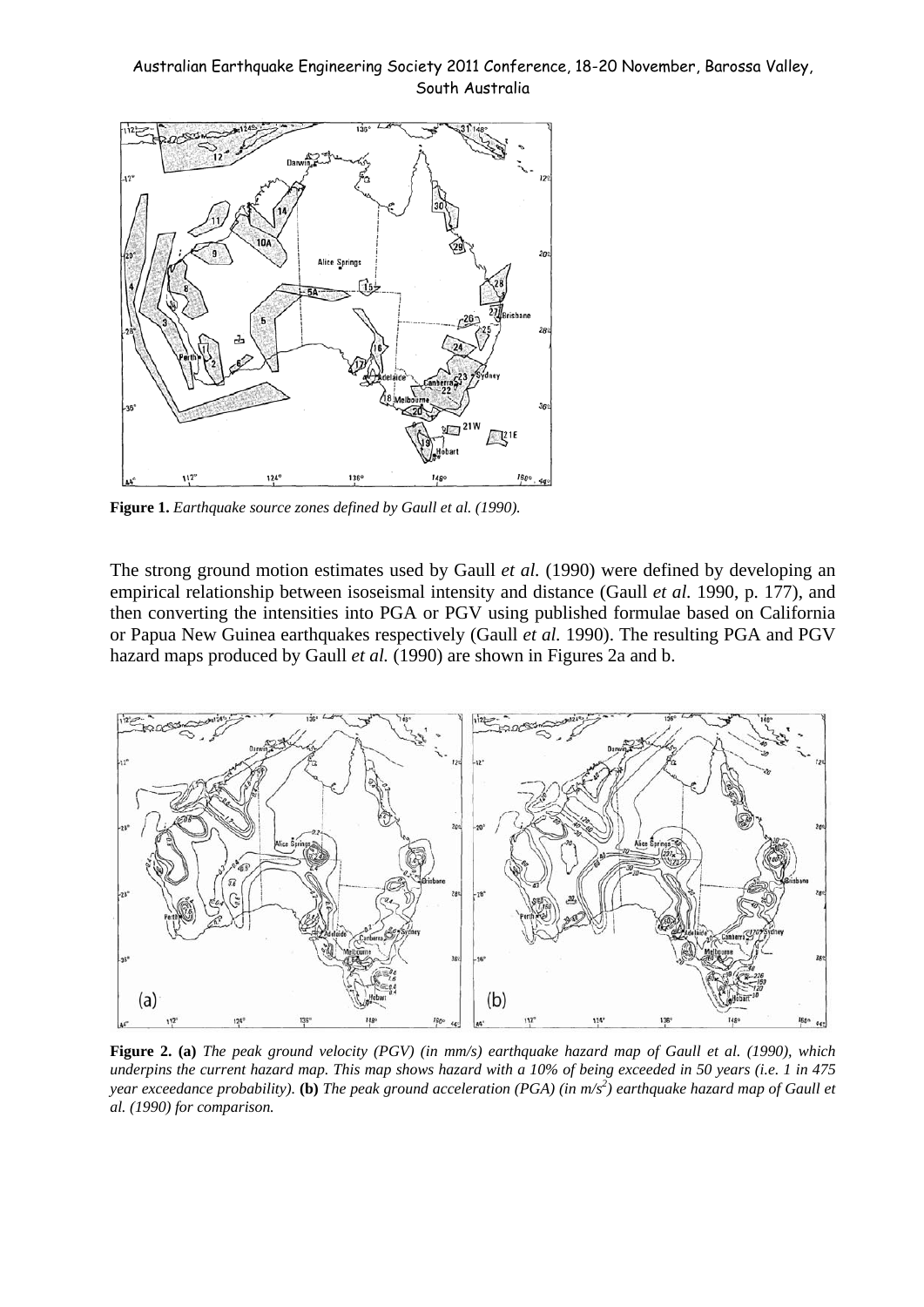**Figure 1.** *Earthquake source zones defined by Gaull et al. (1990).*

The strong ground motion estimates used by Gaull *et al.* (1990) were defined by developing an empirical relationship between isoseismal intensity and distance (Gaull *et al.* 1990, p. 177), and then converting the intensities into PGA or PGV using published formulae based on California or Papua New Guinea earthquakes respectively (Gaull *et al.* 1990). The resulting PGA and PGV hazard maps produced by Gaull *et al.* (1990) are shown in Figures 2a and b.

**Figure 2. (a)** *The peak ground velocity (PGV) (in mm/s) earthquake hazard map of Gaull et al. (1990), which underpins the current hazard map. This map shows hazard with a 10% of being exceeded in 50 years (i.e. 1 in 475 year exceedance probability).* **(b)** *The peak ground acceleration (PGA) (in m/s$^2$) earthquake hazard map of Gaull et al. (1990) for comparison.*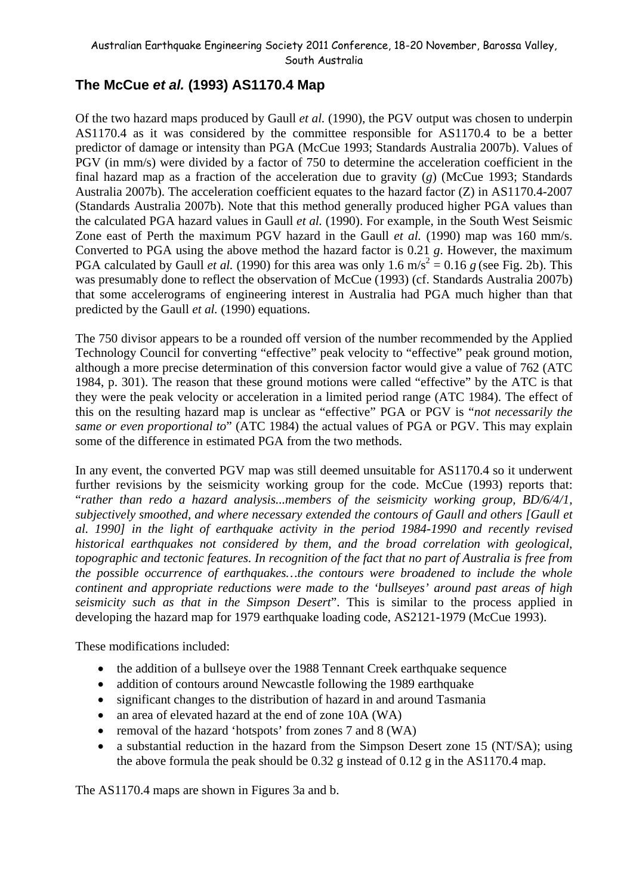## The McCue *et al.* (1993) AS1170.4 Map

Of the two hazard maps produced by Gaull *et al.* (1990), the PGV output was chosen to underpin AS1170.4 as it was considered by the committee responsible for AS1170.4 to be a better predictor of damage or intensity than PGA (McCue 1993; Standards Australia 2007b). Values of PGV (in mm/s) were divided by a factor of 750 to determine the acceleration coefficient in the final hazard map as a fraction of the acceleration due to gravity (*g*) (McCue 1993; Standards Australia 2007b). The acceleration coefficient equates to the hazard factor (Z) in AS1170.4-2007 (Standards Australia 2007b). Note that this method generally produced higher PGA values than the calculated PGA hazard values in Gaull *et al.* (1990). For example, in the South West Seismic Zone east of Perth the maximum PGV hazard in the Gaull *et al.* (1990) map was 160 mm/s. Converted to PGA using the above method the hazard factor is 0.21 *g*. However, the maximum PGA calculated by Gaull *et al.* (1990) for this area was only 1.6 m/s$^2$ = 0.16 *g* (see Fig. 2b). This was presumably done to reflect the observation of McCue (1993) (cf. Standards Australia 2007b) that some accelerograms of engineering interest in Australia had PGA much higher than that predicted by the Gaull *et al.* (1990) equations.

The 750 divisor appears to be a rounded off version of the number recommended by the Applied Technology Council for converting "effective" peak velocity to "effective" peak ground motion, although a more precise determination of this conversion factor would give a value of 762 (ATC 1984, p. 301). The reason that these ground motions were called "effective" by the ATC is that they were the peak velocity or acceleration in a limited period range (ATC 1984). The effect of this on the resulting hazard map is unclear as "effective" PGA or PGV is "*not necessarily the same or even proportional to*" (ATC 1984) the actual values of PGA or PGV. This may explain some of the difference in estimated PGA from the two methods.

In any event, the converted PGV map was still deemed unsuitable for AS1170.4 so it underwent further revisions by the seismicity working group for the code. McCue (1993) reports that: "*rather than redo a hazard analysis...members of the seismicity working group, BD/6/4/1, subjectively smoothed, and where necessary extended the contours of Gaull and others [Gaull et al. 1990] in the light of earthquake activity in the period 1984-1990 and recently revised historical earthquakes not considered by them, and the broad correlation with geological, topographic and tectonic features. In recognition of the fact that no part of Australia is free from the possible occurrence of earthquakes…the contours were broadened to include the whole continent and appropriate reductions were made to the 'bullseyes' around past areas of high seismicity such as that in the Simpson Desert*". This is similar to the process applied in developing the hazard map for 1979 earthquake loading code, AS2121-1979 (McCue 1993).

These modifications included:

- the addition of a bullseye over the 1988 Tennant Creek earthquake sequence
- addition of contours around Newcastle following the 1989 earthquake
- significant changes to the distribution of hazard in and around Tasmania
- an area of elevated hazard at the end of zone 10A (WA)
- removal of the hazard 'hotspots' from zones 7 and 8 (WA)
- a substantial reduction in the hazard from the Simpson Desert zone 15 (NT/SA); using the above formula the peak should be 0.32 g instead of 0.12 g in the AS1170.4 map.

The AS1170.4 maps are shown in Figures 3a and b.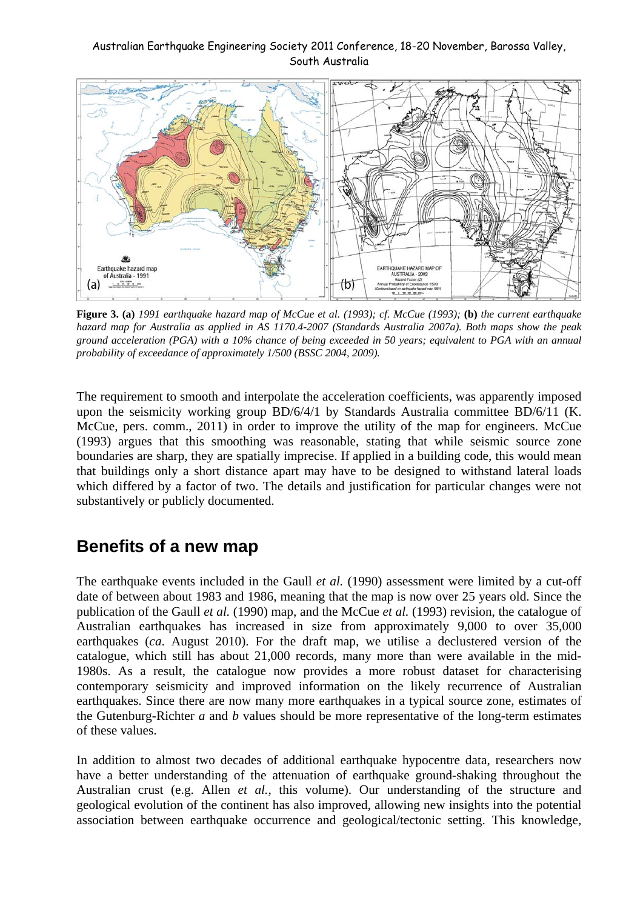**Figure 3. (a)** *1991 earthquake hazard map of McCue et al. (1993); cf. McCue (1993);* **(b)** *the current earthquake hazard map for Australia as applied in AS 1170.4-2007 (Standards Australia 2007a). Both maps show the peak ground acceleration (PGA) with a 10% chance of being exceeded in 50 years; equivalent to PGA with an annual probability of exceedance of approximately 1/500 (BSSC 2004, 2009).*

The requirement to smooth and interpolate the acceleration coefficients, was apparently imposed upon the seismicity working group BD/6/4/1 by Standards Australia committee BD/6/11 (K. McCue, pers. comm., 2011) in order to improve the utility of the map for engineers. McCue (1993) argues that this smoothing was reasonable, stating that while seismic source zone boundaries are sharp, they are spatially imprecise. If applied in a building code, this would mean that buildings only a short distance apart may have to be designed to withstand lateral loads which differed by a factor of two. The details and justification for particular changes were not substantively or publicly documented.

## Benefits of a new map

The earthquake events included in the Gaull *et al.* (1990) assessment were limited by a cut-off date of between about 1983 and 1986, meaning that the map is now over 25 years old. Since the publication of the Gaull *et al.* (1990) map, and the McCue *et al.* (1993) revision, the catalogue of Australian earthquakes has increased in size from approximately 9,000 to over 35,000 earthquakes (*ca*. August 2010). For the draft map, we utilise a declustered version of the catalogue, which still has about 21,000 records, many more than were available in the mid-1980s. As a result, the catalogue now provides a more robust dataset for characterising contemporary seismicity and improved information on the likely recurrence of Australian earthquakes. Since there are now many more earthquakes in a typical source zone, estimates of the Gutenburg-Richter *a* and *b* values should be more representative of the long-term estimates of these values.

In addition to almost two decades of additional earthquake hypocentre data, researchers now have a better understanding of the attenuation of earthquake ground-shaking throughout the Australian crust (e.g. Allen *et al.*, this volume). Our understanding of the structure and geological evolution of the continent has also improved, allowing new insights into the potential association between earthquake occurrence and geological/tectonic setting. This knowledge,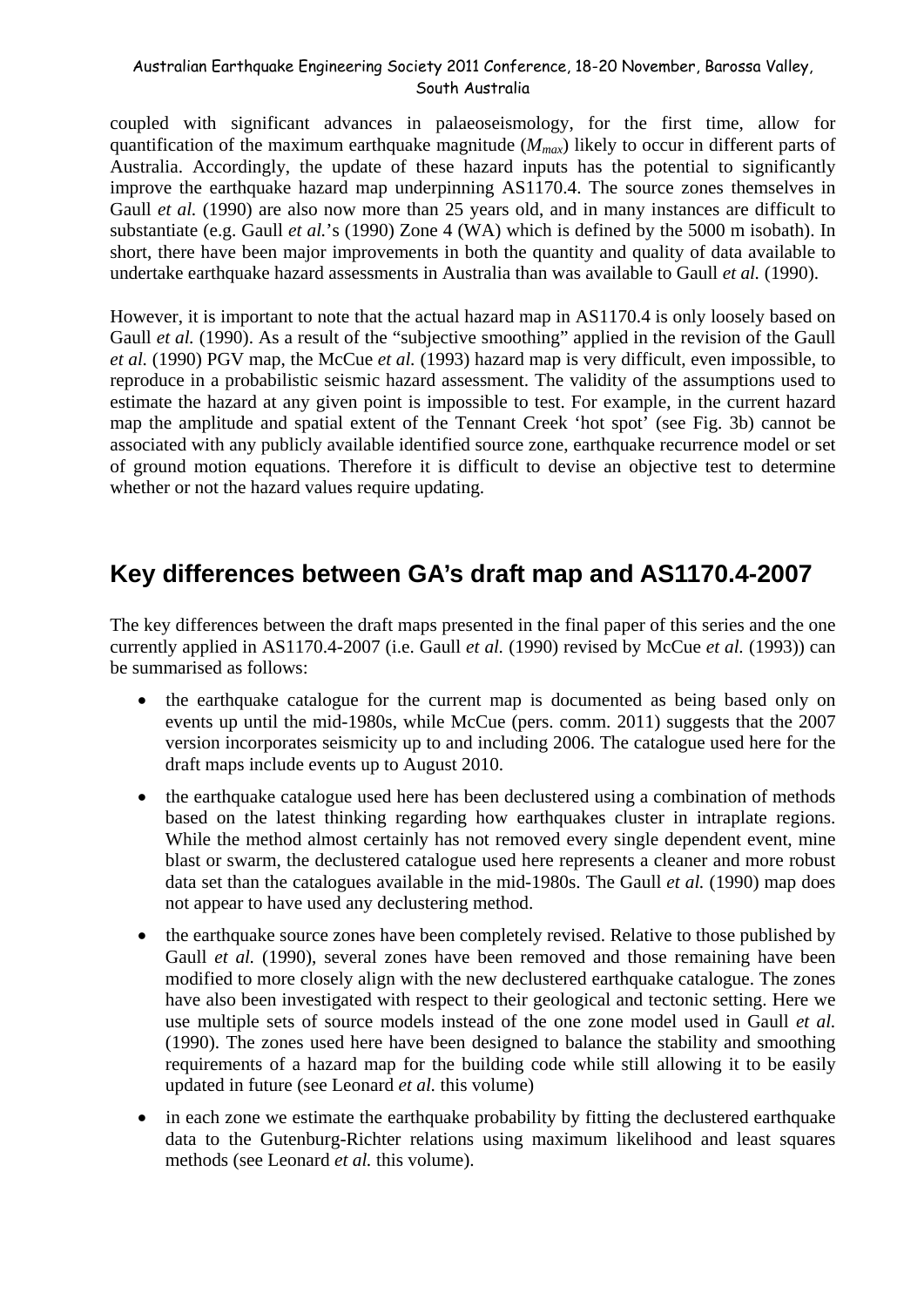coupled with significant advances in palaeoseismology, for the first time, allow for quantification of the maximum earthquake magnitude ($M_{max}$) likely to occur in different parts of Australia. Accordingly, the update of these hazard inputs has the potential to significantly improve the earthquake hazard map underpinning AS1170.4. The source zones themselves in Gaull *et al.* (1990) are also now more than 25 years old, and in many instances are difficult to substantiate (e.g. Gaull *et al.*'s (1990) Zone 4 (WA) which is defined by the 5000 m isobath). In short, there have been major improvements in both the quantity and quality of data available to undertake earthquake hazard assessments in Australia than was available to Gaull *et al.* (1990).

However, it is important to note that the actual hazard map in AS1170.4 is only loosely based on Gaull *et al.* (1990). As a result of the "subjective smoothing" applied in the revision of the Gaull *et al.* (1990) PGV map, the McCue *et al.* (1993) hazard map is very difficult, even impossible, to reproduce in a probabilistic seismic hazard assessment. The validity of the assumptions used to estimate the hazard at any given point is impossible to test. For example, in the current hazard map the amplitude and spatial extent of the Tennant Creek 'hot spot' (see Fig. 3b) cannot be associated with any publicly available identified source zone, earthquake recurrence model or set of ground motion equations. Therefore it is difficult to devise an objective test to determine whether or not the hazard values require updating.

## Key differences between GA's draft map and AS1170.4-2007

The key differences between the draft maps presented in the final paper of this series and the one currently applied in AS1170.4-2007 (i.e. Gaull *et al.* (1990) revised by McCue *et al.* (1993)) can be summarised as follows:

- the earthquake catalogue for the current map is documented as being based only on events up until the mid-1980s, while McCue (pers. comm. 2011) suggests that the 2007 version incorporates seismicity up to and including 2006. The catalogue used here for the draft maps include events up to August 2010.
- the earthquake catalogue used here has been declustered using a combination of methods based on the latest thinking regarding how earthquakes cluster in intraplate regions. While the method almost certainly has not removed every single dependent event, mine blast or swarm, the declustered catalogue used here represents a cleaner and more robust data set than the catalogues available in the mid-1980s. The Gaull *et al.* (1990) map does not appear to have used any declustering method.
- the earthquake source zones have been completely revised. Relative to those published by Gaull *et al.* (1990), several zones have been removed and those remaining have been modified to more closely align with the new declustered earthquake catalogue. The zones have also been investigated with respect to their geological and tectonic setting. Here we use multiple sets of source models instead of the one zone model used in Gaull *et al.* (1990). The zones used here have been designed to balance the stability and smoothing requirements of a hazard map for the building code while still allowing it to be easily updated in future (see Leonard *et al.* this volume)
- in each zone we estimate the earthquake probability by fitting the declustered earthquake data to the Gutenburg-Richter relations using maximum likelihood and least squares methods (see Leonard *et al.* this volume).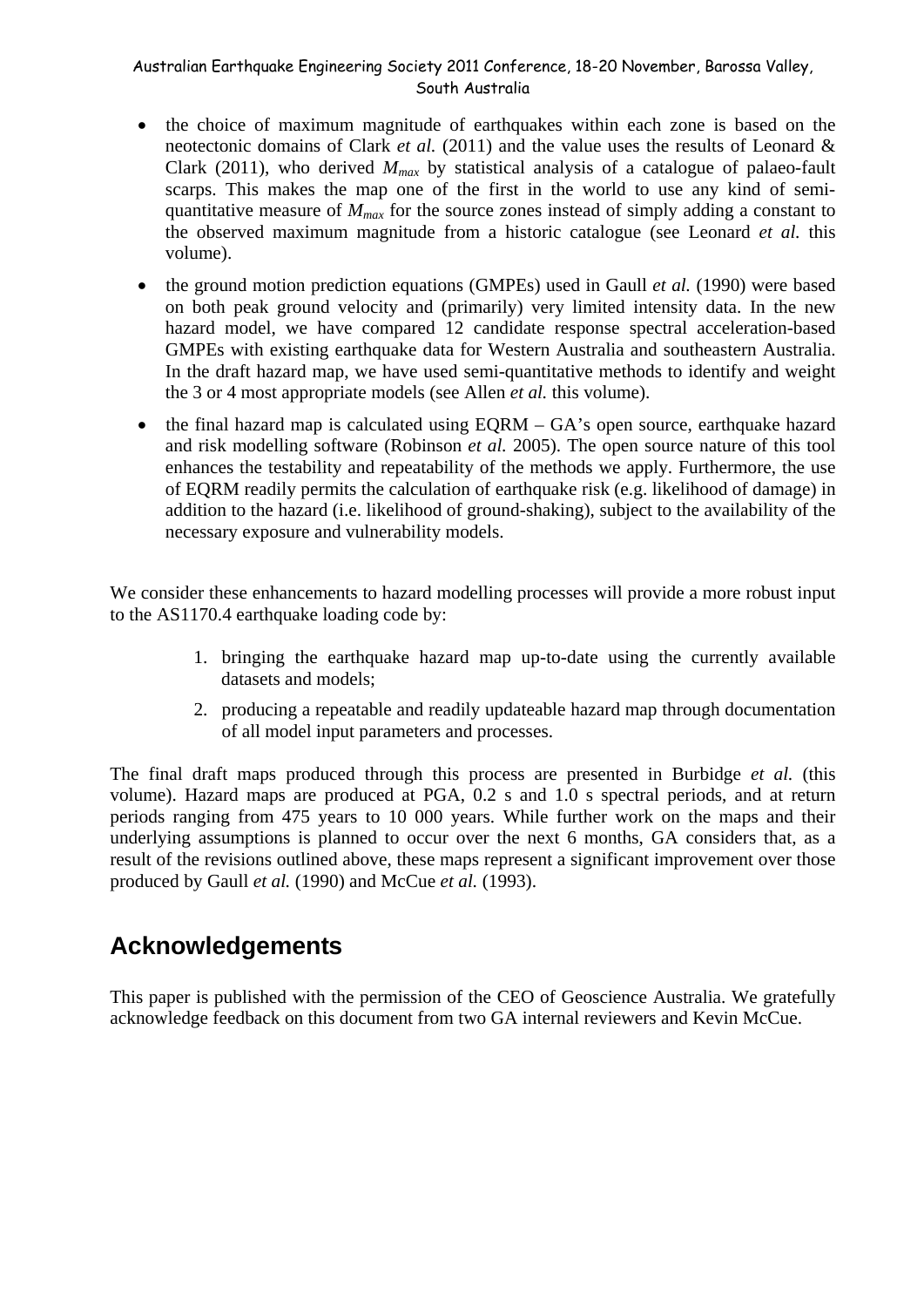- the choice of maximum magnitude of earthquakes within each zone is based on the neotectonic domains of Clark *et al.* (2011) and the value uses the results of Leonard & Clark (2011), who derived $M_{max}$ by statistical analysis of a catalogue of palaeo-fault scarps. This makes the map one of the first in the world to use any kind of semi-quantitative measure of $M_{max}$ for the source zones instead of simply adding a constant to the observed maximum magnitude from a historic catalogue (see Leonard *et al.* this volume).
- the ground motion prediction equations (GMPEs) used in Gaull *et al.* (1990) were based on both peak ground velocity and (primarily) very limited intensity data. In the new hazard model, we have compared 12 candidate response spectral acceleration-based GMPEs with existing earthquake data for Western Australia and southeastern Australia. In the draft hazard map, we have used semi-quantitative methods to identify and weight the 3 or 4 most appropriate models (see Allen *et al.* this volume).
- the final hazard map is calculated using EQRM – GA's open source, earthquake hazard and risk modelling software (Robinson *et al.* 2005). The open source nature of this tool enhances the testability and repeatability of the methods we apply. Furthermore, the use of EQRM readily permits the calculation of earthquake risk (e.g. likelihood of damage) in addition to the hazard (i.e. likelihood of ground-shaking), subject to the availability of the necessary exposure and vulnerability models.

We consider these enhancements to hazard modelling processes will provide a more robust input to the AS1170.4 earthquake loading code by:

1. bringing the earthquake hazard map up-to-date using the currently available datasets and models;
2. producing a repeatable and readily updateable hazard map through documentation of all model input parameters and processes.

The final draft maps produced through this process are presented in Burbidge *et al.* (this volume). Hazard maps are produced at PGA, 0.2 s and 1.0 s spectral periods, and at return periods ranging from 475 years to 10 000 years. While further work on the maps and their underlying assumptions is planned to occur over the next 6 months, GA considers that, as a result of the revisions outlined above, these maps represent a significant improvement over those produced by Gaull *et al.* (1990) and McCue *et al.* (1993).

## Acknowledgements

This paper is published with the permission of the CEO of Geoscience Australia. We gratefully acknowledge feedback on this document from two GA internal reviewers and Kevin McCue.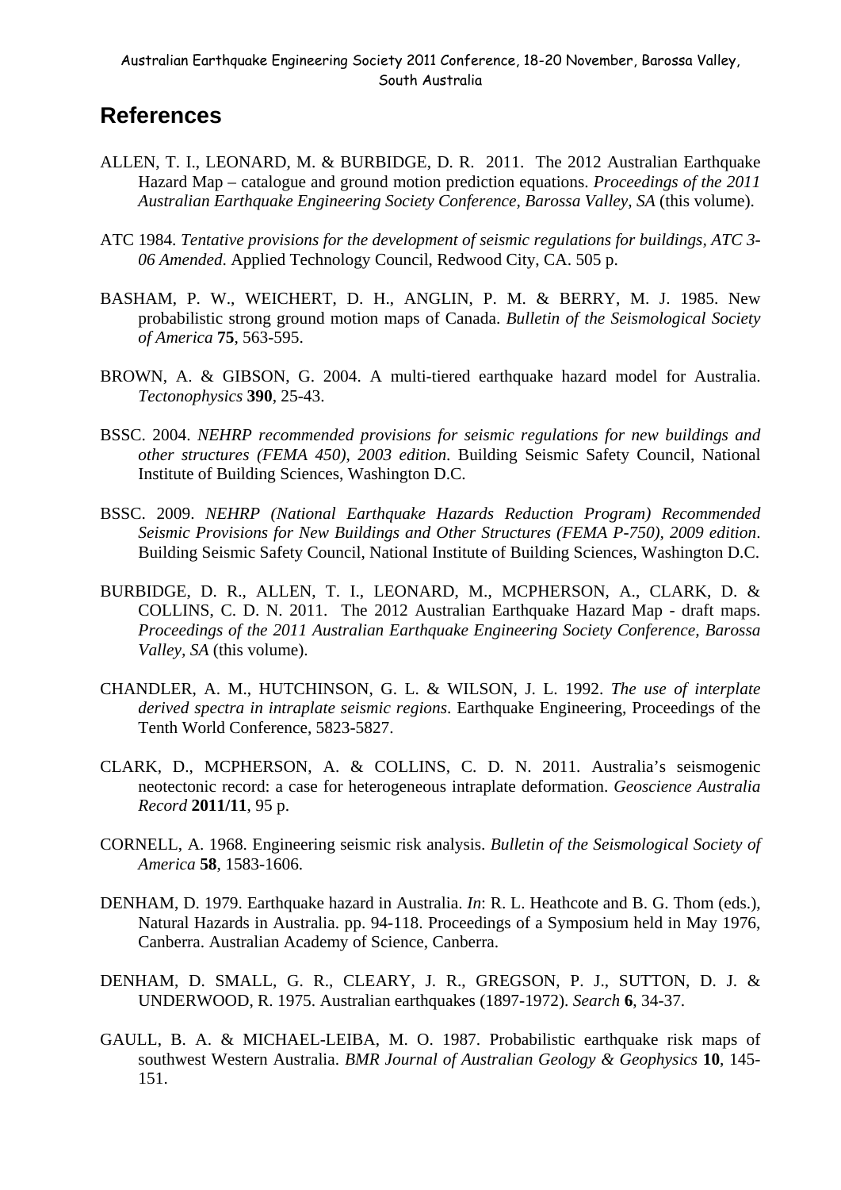## References

ALLEN, T. I., LEONARD, M. & BURBIDGE, D. R. 2011. The 2012 Australian Earthquake Hazard Map – catalogue and ground motion prediction equations. *Proceedings of the 2011 Australian Earthquake Engineering Society Conference, Barossa Valley, SA* (this volume).

ATC 1984. *Tentative provisions for the development of seismic regulations for buildings, ATC 3-06 Amended.* Applied Technology Council, Redwood City, CA. 505 p.

BASHAM, P. W., WEICHERT, D. H., ANGLIN, P. M. & BERRY, M. J. 1985. New probabilistic strong ground motion maps of Canada. *Bulletin of the Seismological Society of America* **75**, 563-595.

BROWN, A. & GIBSON, G. 2004. A multi-tiered earthquake hazard model for Australia. *Tectonophysics* **390**, 25-43.

BSSC. 2004. *NEHRP recommended provisions for seismic regulations for new buildings and other structures (FEMA 450), 2003 edition*. Building Seismic Safety Council, National Institute of Building Sciences, Washington D.C.

BSSC. 2009. *NEHRP (National Earthquake Hazards Reduction Program) Recommended Seismic Provisions for New Buildings and Other Structures (FEMA P-750), 2009 edition*. Building Seismic Safety Council, National Institute of Building Sciences, Washington D.C.

BURBIDGE, D. R., ALLEN, T. I., LEONARD, M., MCPHERSON, A., CLARK, D. & COLLINS, C. D. N. 2011. The 2012 Australian Earthquake Hazard Map - draft maps. *Proceedings of the 2011 Australian Earthquake Engineering Society Conference, Barossa Valley, SA* (this volume).

CHANDLER, A. M., HUTCHINSON, G. L. & WILSON, J. L. 1992. *The use of interplate derived spectra in intraplate seismic regions*. Earthquake Engineering, Proceedings of the Tenth World Conference, 5823-5827.

CLARK, D., MCPHERSON, A. & COLLINS, C. D. N. 2011. Australia's seismogenic neotectonic record: a case for heterogeneous intraplate deformation. *Geoscience Australia Record* **2011/11**, 95 p.

CORNELL, A. 1968. Engineering seismic risk analysis. *Bulletin of the Seismological Society of America* **58**, 1583-1606.

DENHAM, D. 1979. Earthquake hazard in Australia. *In*: R. L. Heathcote and B. G. Thom (eds.), Natural Hazards in Australia. pp. 94-118. Proceedings of a Symposium held in May 1976, Canberra. Australian Academy of Science, Canberra.

DENHAM, D. SMALL, G. R., CLEARY, J. R., GREGSON, P. J., SUTTON, D. J. & UNDERWOOD, R. 1975. Australian earthquakes (1897-1972). *Search* **6**, 34-37.

GAULL, B. A. & MICHAEL-LEIBA, M. O. 1987. Probabilistic earthquake risk maps of southwest Western Australia. *BMR Journal of Australian Geology & Geophysics* **10**, 145-151.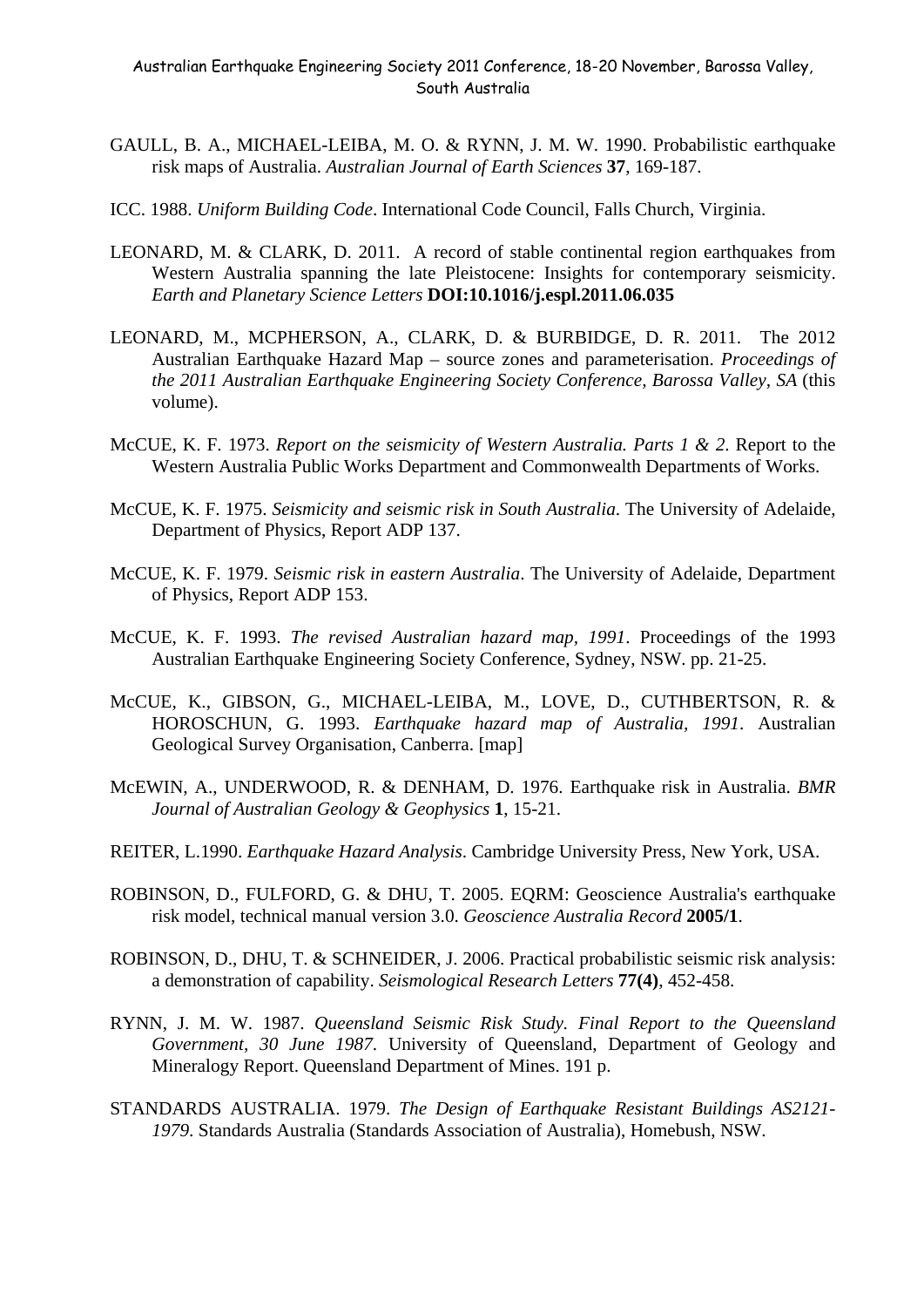GAULL, B. A., MICHAEL-LEIBA, M. O. & RYNN, J. M. W. 1990. Probabilistic earthquake risk maps of Australia. *Australian Journal of Earth Sciences* **37**, 169-187.

ICC. 1988. *Uniform Building Code*. International Code Council, Falls Church, Virginia.

LEONARD, M. & CLARK, D. 2011. A record of stable continental region earthquakes from Western Australia spanning the late Pleistocene: Insights for contemporary seismicity. *Earth and Planetary Science Letters* **DOI:10.1016/j.espl.2011.06.035**

LEONARD, M., MCPHERSON, A., CLARK, D. & BURBIDGE, D. R. 2011. The 2012 Australian Earthquake Hazard Map – source zones and parameterisation. *Proceedings of the 2011 Australian Earthquake Engineering Society Conference, Barossa Valley, SA* (this volume).

McCUE, K. F. 1973. *Report on the seismicity of Western Australia. Parts 1 & 2*. Report to the Western Australia Public Works Department and Commonwealth Departments of Works.

McCUE, K. F. 1975. *Seismicity and seismic risk in South Australia*. The University of Adelaide, Department of Physics, Report ADP 137.

McCUE, K. F. 1979. *Seismic risk in eastern Australia*. The University of Adelaide, Department of Physics, Report ADP 153.

McCUE, K. F. 1993. *The revised Australian hazard map, 1991*. Proceedings of the 1993 Australian Earthquake Engineering Society Conference, Sydney, NSW. pp. 21-25.

McCUE, K., GIBSON, G., MICHAEL-LEIBA, M., LOVE, D., CUTHBERTSON, R. & HOROSCHUN, G. 1993. *Earthquake hazard map of Australia, 1991*. Australian Geological Survey Organisation, Canberra. [map]

McEWIN, A., UNDERWOOD, R. & DENHAM, D. 1976. Earthquake risk in Australia. *BMR Journal of Australian Geology & Geophysics* **1**, 15-21.

REITER, L.1990. *Earthquake Hazard Analysis*. Cambridge University Press, New York, USA.

ROBINSON, D., FULFORD, G. & DHU, T. 2005. EQRM: Geoscience Australia's earthquake risk model, technical manual version 3.0. *Geoscience Australia Record* **2005/1**.

ROBINSON, D., DHU, T. & SCHNEIDER, J. 2006. Practical probabilistic seismic risk analysis: a demonstration of capability. *Seismological Research Letters* **77(4)**, 452-458.

RYNN, J. M. W. 1987. *Queensland Seismic Risk Study. Final Report to the Queensland Government, 30 June 1987*. University of Queensland, Department of Geology and Mineralogy Report. Queensland Department of Mines. 191 p.

STANDARDS AUSTRALIA. 1979. *The Design of Earthquake Resistant Buildings AS2121-1979.* Standards Australia (Standards Association of Australia), Homebush, NSW.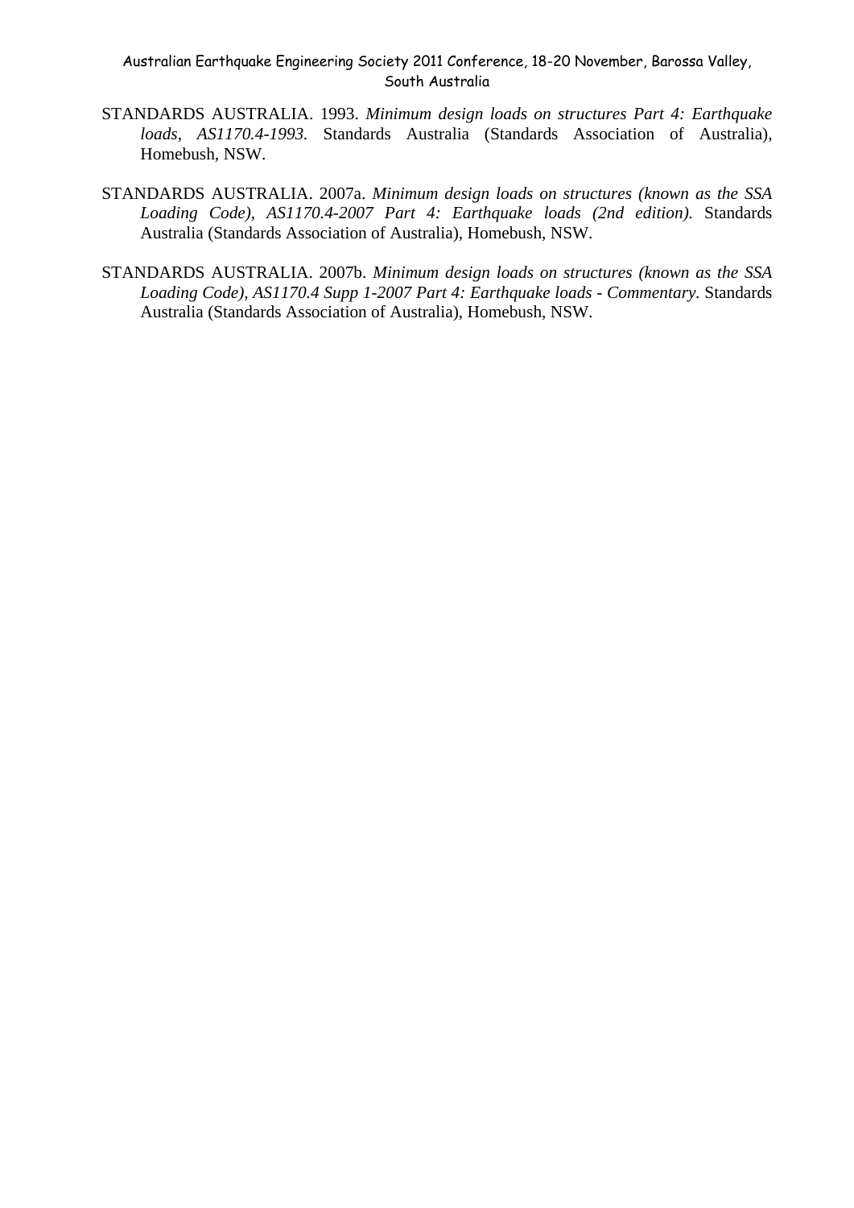STANDARDS AUSTRALIA. 1993. *Minimum design loads on structures Part 4: Earthquake loads, AS1170.4-1993*. Standards Australia (Standards Association of Australia), Homebush, NSW.

STANDARDS AUSTRALIA. 2007a. *Minimum design loads on structures (known as the SSA Loading Code), AS1170.4-2007 Part 4: Earthquake loads (2nd edition)*. Standards Australia (Standards Association of Australia), Homebush, NSW.

STANDARDS AUSTRALIA. 2007b. *Minimum design loads on structures (known as the SSA Loading Code), AS1170.4 Supp 1-2007 Part 4: Earthquake loads - Commentary*. Standards Australia (Standards Association of Australia), Homebush, NSW.